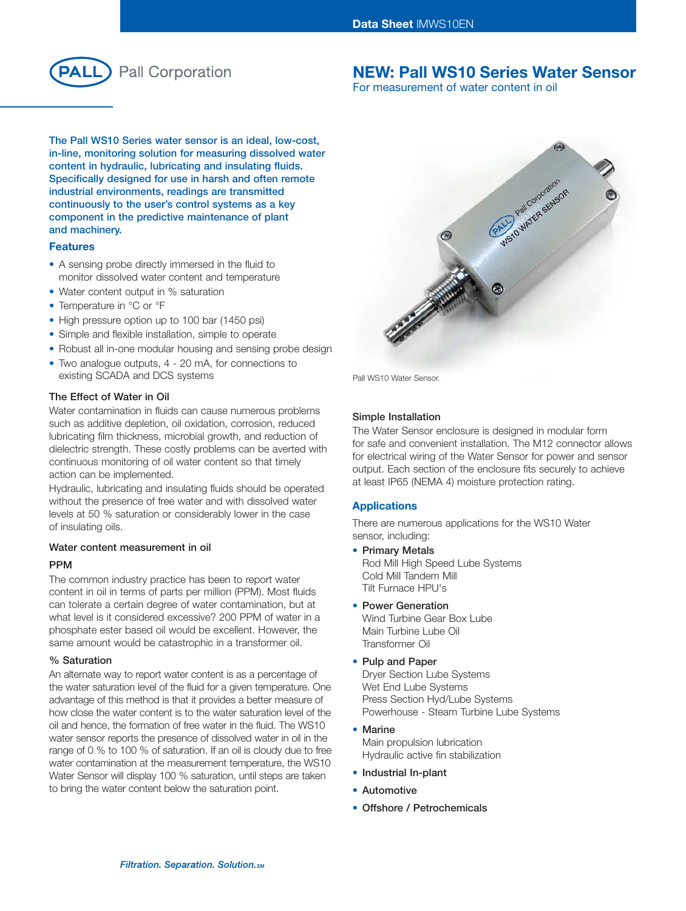# NEW: Pall WS10 Series Water Sensor

For measurement of water content in oil

**The Pall WS10 Series water sensor is an ideal, low-cost, in-line, monitoring solution for measuring dissolved water content in hydraulic, lubricating and insulating fluids. Specifically designed for use in harsh and often remote industrial environments, readings are transmitted continuously to the user's control systems as a key component in the predictive maintenance of plant and machinery.**

## Features

- A sensing probe directly immersed in the fluid to monitor dissolved water content and temperature
- Water content output in % saturation
- Temperature in °C or °F
- High pressure option up to 100 bar (1450 psi)
- Simple and flexible installation, simple to operate
- Robust all in-one modular housing and sensing probe design
- Two analogue outputs, 4 - 20 mA, for connections to existing SCADA and DCS systems

### The Effect of Water in Oil

Water contamination in fluids can cause numerous problems such as additive depletion, oil oxidation, corrosion, reduced lubricating film thickness, microbial growth, and reduction of dielectric strength. These costly problems can be averted with continuous monitoring of oil water content so that timely action can be implemented.

Hydraulic, lubricating and insulating fluids should be operated without the presence of free water and with dissolved water levels at 50 % saturation or considerably lower in the case of insulating oils.

### Water content measurement in oil

#### PPM

The common industry practice has been to report water content in oil in terms of parts per million (PPM). Most fluids can tolerate a certain degree of water contamination, but at what level is it considered excessive? 200 PPM of water in a phosphate ester based oil would be excellent. However, the same amount would be catastrophic in a transformer oil.

#### % Saturation

An alternate way to report water content is as a percentage of the water saturation level of the fluid for a given temperature. One advantage of this method is that it provides a better measure of how close the water content is to the water saturation level of the oil and hence, the formation of free water in the fluid. The WS10 water sensor reports the presence of dissolved water in oil in the range of 0 % to 100 % of saturation. If an oil is cloudy due to free water contamination at the measurement temperature, the WS10 Water Sensor will display 100 % saturation, until steps are taken to bring the water content below the saturation point.

Pall WS10 Water Sensor.

### Simple Installation

The Water Sensor enclosure is designed in modular form for safe and convenient installation. The M12 connector allows for electrical wiring of the Water Sensor for power and sensor output. Each section of the enclosure fits securely to achieve at least IP65 (NEMA 4) moisture protection rating.

## Applications

There are numerous applications for the WS10 Water sensor, including:

- **Primary Metals**
  Rod Mill High Speed Lube Systems
  Cold Mill Tandem Mill
  Tilt Furnace HPU's
- **Power Generation**
  Wind Turbine Gear Box Lube
  Main Turbine Lube Oil
  Transformer Oil
- **Pulp and Paper**
  Dryer Section Lube Systems
  Wet End Lube Systems
  Press Section Hyd/Lube Systems
  Powerhouse - Steam Turbine Lube Systems
- **Marine**
  Main propulsion lubrication
  Hydraulic active fin stabilization
- **Industrial In-plant**
- **Automotive**
- **Offshore / Petrochemicals**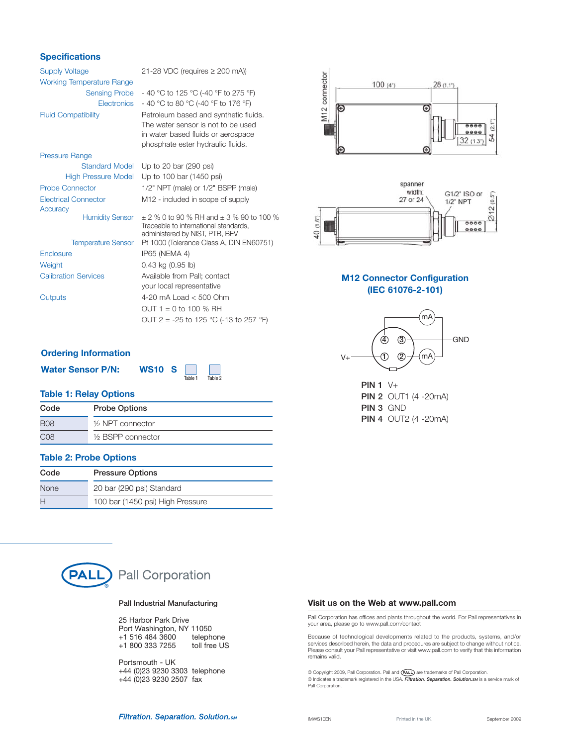## Specifications

| | |
|---|---|
| Supply Voltage | 21-28 VDC (requires ≥ 200 mA)) |
| Working Temperature Range | |
| Sensing Probe | - 40 °C to 125 °C (-40 °F to 275 °F) |
| Electronics | - 40 °C to 80 °C (-40 °F to 176 °F) |
| Fluid Compatibility | Petroleum based and synthetic fluids. The water sensor is not to be used in water based fluids or aerospace phosphate ester hydraulic fluids. |
| Pressure Range | |
| Standard Model | Up to 20 bar (290 psi) |
| High Pressure Model | Up to 100 bar (1450 psi) |
| Probe Connector | 1/2" NPT (male) or 1/2" BSPP (male) |
| Electrical Connector | M12 - included in scope of supply |
| Accuracy | |
| Humidity Sensor | ± 2 % 0 to 90 % RH and ± 3 % 90 to 100 % Traceable to international standards, administered by NIST, PTB, BEV |
| Temperature Sensor | Pt 1000 (Tolerance Class A, DIN EN60751) |
| Enclosure | IP65 (NEMA 4) |
| Weight | 0.43 kg (0.95 lb) |
| Calibration Services | Available from Pall; contact your local representative |
| Outputs | 4-20 mA Load < 500 Ohm<br>OUT 1 = 0 to 100 % RH<br>OUT 2 = -25 to 125 °C (-13 to 257 °F) |

M12 connector
100 (4")
28 (1.1")
32 (1.3")
54 (2.1")
spanner width: 27 or 24
G1/2" ISO or 1/2" NPT
40 (1.6")
Ø12 (0.5")

## M12 Connector Configuration (IEC 61076-2-101)

mA
GND
V+
mA

**PIN 1** V+
**PIN 2** OUT1 (4 -20mA)
**PIN 3** GND
**PIN 4** OUT2 (4 -20mA)

## Ordering Information

**Water Sensor P/N:** **WS10 S** [ ] Table 1 [ ] Table 2

### Table 1: Relay Options

| Code | Probe Options |
|---|---|
| B08 | ½ NPT connector |
| C08 | ½ BSPP connector |

### Table 2: Probe Options

| Code | Pressure Options |
|---|---|
| None | 20 bar (290 psi) Standard |
| H | 100 bar (1450 psi) High Pressure |

PALL® Pall Corporation

**Pall Industrial Manufacturing**

25 Harbor Park Drive
Port Washington, NY 11050
+1 516 484 3600 telephone
+1 800 333 7255 toll free US

Portsmouth - UK
+44 (0)23 9230 3303 telephone
+44 (0)23 9230 2507 fax

**Visit us on the Web at www.pall.com**

Pall Corporation has offices and plants throughout the world. For Pall representatives in your area, please go to www.pall.com/contact

Because of technological developments related to the products, systems, and/or services described herein, the data and procedures are subject to change without notice. Please consult your Pall representative or visit www.pall.com to verify that this information remains valid.

© Copyright 2009, Pall Corporation. Pall and PALL are trademarks of Pall Corporation.
® Indicates a trademark registered in the USA. *Filtration. Separation. Solution.SM* is a service mark of Pall Corporation.

*Filtration. Separation. Solution.SM*

IMWS10EN Printed in the UK. September 2009